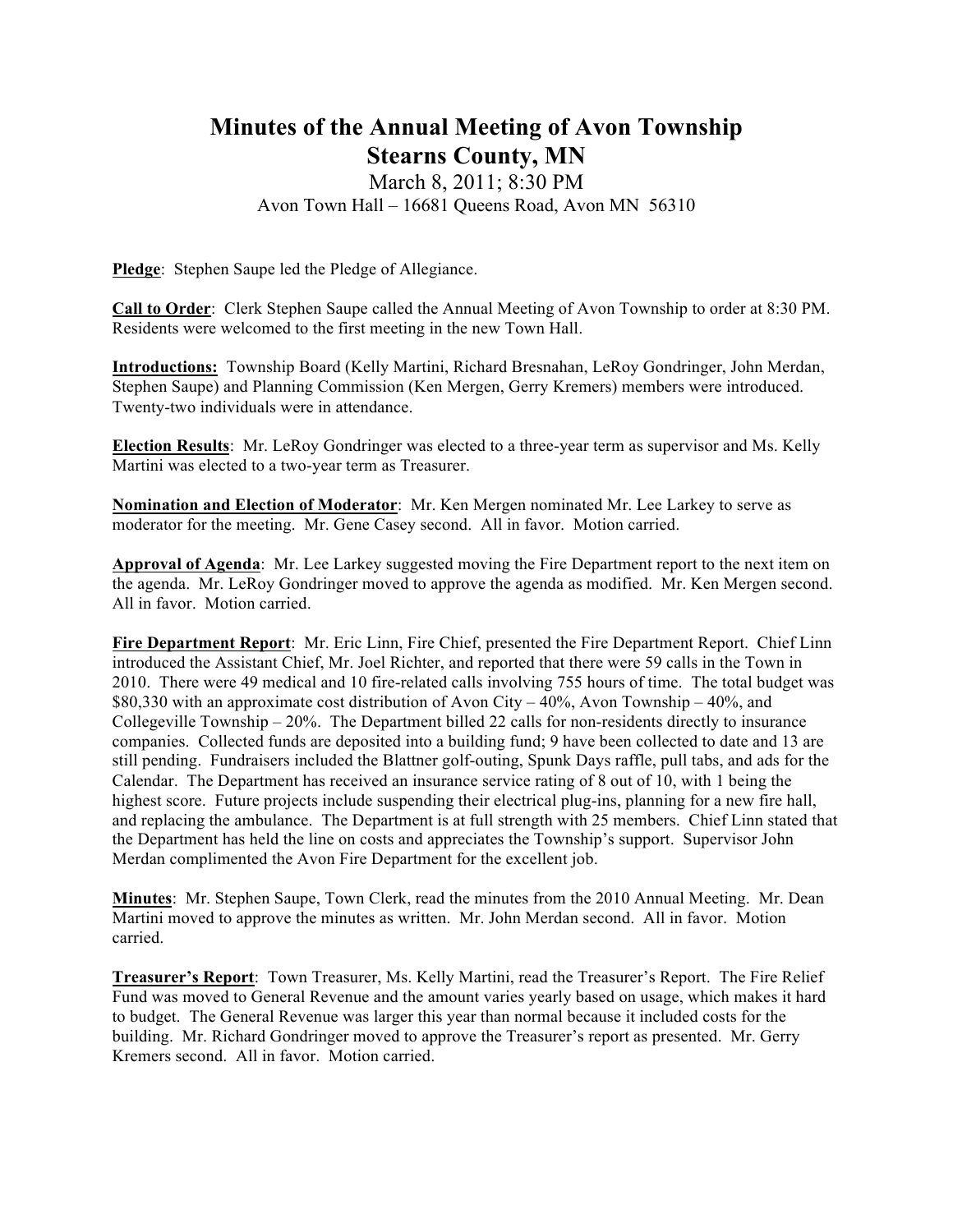# Minutes of the Annual Meeting of Avon Township
# Stearns County, MN

March 8, 2011; 8:30 PM

Avon Town Hall – 16681 Queens Road, Avon MN 56310

**Pledge**: Stephen Saupe led the Pledge of Allegiance.

**Call to Order**: Clerk Stephen Saupe called the Annual Meeting of Avon Township to order at 8:30 PM. Residents were welcomed to the first meeting in the new Town Hall.

**Introductions:** Township Board (Kelly Martini, Richard Bresnahan, LeRoy Gondringer, John Merdan, Stephen Saupe) and Planning Commission (Ken Mergen, Gerry Kremers) members were introduced. Twenty-two individuals were in attendance.

**Election Results**: Mr. LeRoy Gondringer was elected to a three-year term as supervisor and Ms. Kelly Martini was elected to a two-year term as Treasurer.

**Nomination and Election of Moderator**: Mr. Ken Mergen nominated Mr. Lee Larkey to serve as moderator for the meeting. Mr. Gene Casey second. All in favor. Motion carried.

**Approval of Agenda**: Mr. Lee Larkey suggested moving the Fire Department report to the next item on the agenda. Mr. LeRoy Gondringer moved to approve the agenda as modified. Mr. Ken Mergen second. All in favor. Motion carried.

**Fire Department Report**: Mr. Eric Linn, Fire Chief, presented the Fire Department Report. Chief Linn introduced the Assistant Chief, Mr. Joel Richter, and reported that there were 59 calls in the Town in 2010. There were 49 medical and 10 fire-related calls involving 755 hours of time. The total budget was $80,330 with an approximate cost distribution of Avon City – 40%, Avon Township – 40%, and Collegeville Township – 20%. The Department billed 22 calls for non-residents directly to insurance companies. Collected funds are deposited into a building fund; 9 have been collected to date and 13 are still pending. Fundraisers included the Blattner golf-outing, Spunk Days raffle, pull tabs, and ads for the Calendar. The Department has received an insurance service rating of 8 out of 10, with 1 being the highest score. Future projects include suspending their electrical plug-ins, planning for a new fire hall, and replacing the ambulance. The Department is at full strength with 25 members. Chief Linn stated that the Department has held the line on costs and appreciates the Township's support. Supervisor John Merdan complimented the Avon Fire Department for the excellent job.

**Minutes**: Mr. Stephen Saupe, Town Clerk, read the minutes from the 2010 Annual Meeting. Mr. Dean Martini moved to approve the minutes as written. Mr. John Merdan second. All in favor. Motion carried.

**Treasurer's Report**: Town Treasurer, Ms. Kelly Martini, read the Treasurer's Report. The Fire Relief Fund was moved to General Revenue and the amount varies yearly based on usage, which makes it hard to budget. The General Revenue was larger this year than normal because it included costs for the building. Mr. Richard Gondringer moved to approve the Treasurer's report as presented. Mr. Gerry Kremers second. All in favor. Motion carried.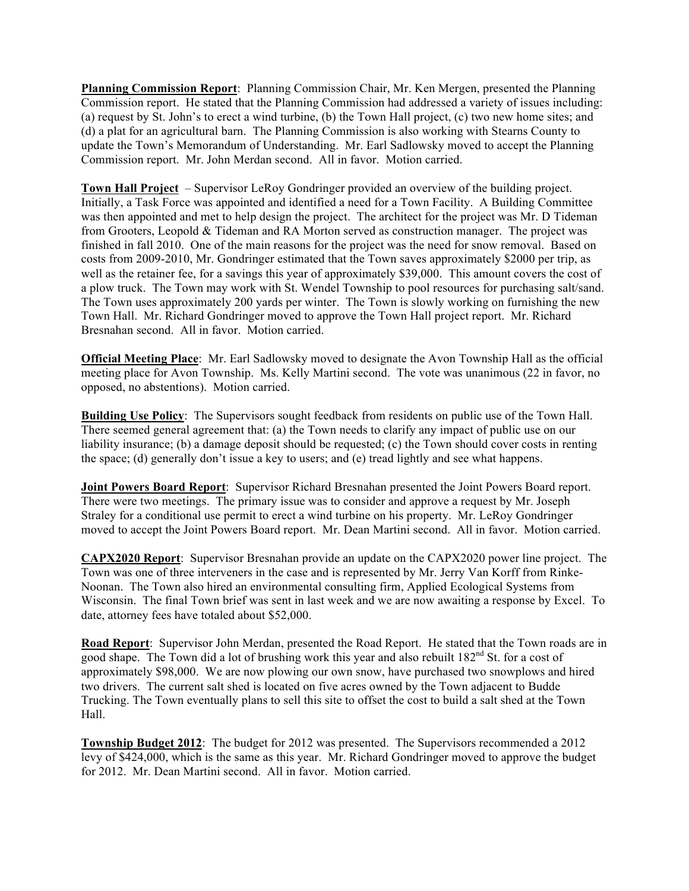**Planning Commission Report**: Planning Commission Chair, Mr. Ken Mergen, presented the Planning Commission report. He stated that the Planning Commission had addressed a variety of issues including: (a) request by St. John's to erect a wind turbine, (b) the Town Hall project, (c) two new home sites; and (d) a plat for an agricultural barn. The Planning Commission is also working with Stearns County to update the Town's Memorandum of Understanding. Mr. Earl Sadlowsky moved to accept the Planning Commission report. Mr. John Merdan second. All in favor. Motion carried.

**Town Hall Project** – Supervisor LeRoy Gondringer provided an overview of the building project. Initially, a Task Force was appointed and identified a need for a Town Facility. A Building Committee was then appointed and met to help design the project. The architect for the project was Mr. D Tideman from Grooters, Leopold & Tideman and RA Morton served as construction manager. The project was finished in fall 2010. One of the main reasons for the project was the need for snow removal. Based on costs from 2009-2010, Mr. Gondringer estimated that the Town saves approximately $2000 per trip, as well as the retainer fee, for a savings this year of approximately $39,000. This amount covers the cost of a plow truck. The Town may work with St. Wendel Township to pool resources for purchasing salt/sand. The Town uses approximately 200 yards per winter. The Town is slowly working on furnishing the new Town Hall. Mr. Richard Gondringer moved to approve the Town Hall project report. Mr. Richard Bresnahan second. All in favor. Motion carried.

**Official Meeting Place**: Mr. Earl Sadlowsky moved to designate the Avon Township Hall as the official meeting place for Avon Township. Ms. Kelly Martini second. The vote was unanimous (22 in favor, no opposed, no abstentions). Motion carried.

**Building Use Policy**: The Supervisors sought feedback from residents on public use of the Town Hall. There seemed general agreement that: (a) the Town needs to clarify any impact of public use on our liability insurance; (b) a damage deposit should be requested; (c) the Town should cover costs in renting the space; (d) generally don't issue a key to users; and (e) tread lightly and see what happens.

**Joint Powers Board Report**: Supervisor Richard Bresnahan presented the Joint Powers Board report. There were two meetings. The primary issue was to consider and approve a request by Mr. Joseph Straley for a conditional use permit to erect a wind turbine on his property. Mr. LeRoy Gondringer moved to accept the Joint Powers Board report. Mr. Dean Martini second. All in favor. Motion carried.

**CAPX2020 Report**: Supervisor Bresnahan provide an update on the CAPX2020 power line project. The Town was one of three interveners in the case and is represented by Mr. Jerry Van Korff from Rinke-Noonan. The Town also hired an environmental consulting firm, Applied Ecological Systems from Wisconsin. The final Town brief was sent in last week and we are now awaiting a response by Excel. To date, attorney fees have totaled about $52,000.

**Road Report**: Supervisor John Merdan, presented the Road Report. He stated that the Town roads are in good shape. The Town did a lot of brushing work this year and also rebuilt 182nd St. for a cost of approximately $98,000. We are now plowing our own snow, have purchased two snowplows and hired two drivers. The current salt shed is located on five acres owned by the Town adjacent to Budde Trucking. The Town eventually plans to sell this site to offset the cost to build a salt shed at the Town Hall.

**Township Budget 2012**: The budget for 2012 was presented. The Supervisors recommended a 2012 levy of $424,000, which is the same as this year. Mr. Richard Gondringer moved to approve the budget for 2012. Mr. Dean Martini second. All in favor. Motion carried.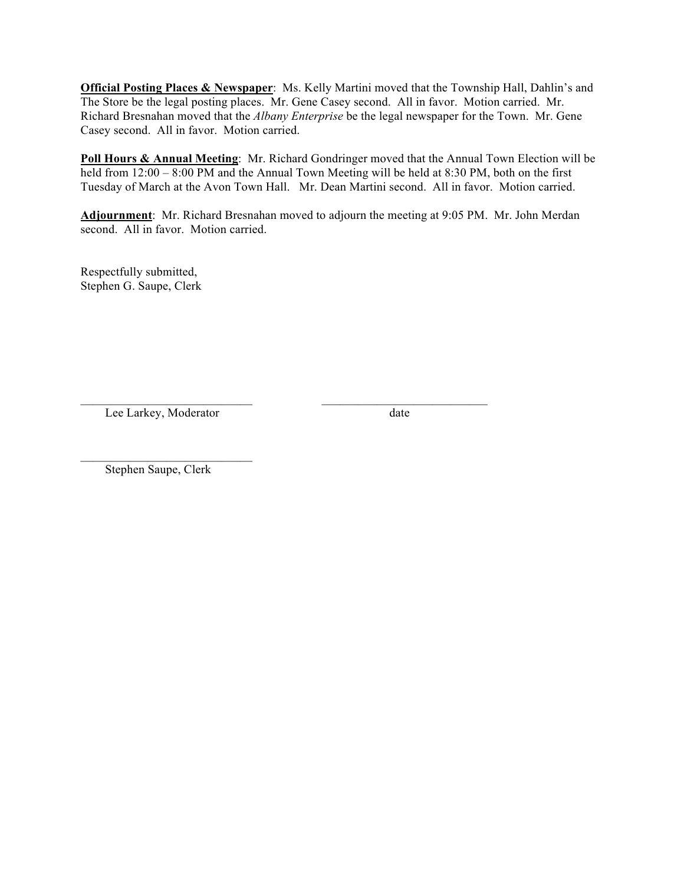**Official Posting Places & Newspaper**: Ms. Kelly Martini moved that the Township Hall, Dahlin's and The Store be the legal posting places. Mr. Gene Casey second. All in favor. Motion carried. Mr. Richard Bresnahan moved that the *Albany Enterprise* be the legal newspaper for the Town. Mr. Gene Casey second. All in favor. Motion carried.

**Poll Hours & Annual Meeting**: Mr. Richard Gondringer moved that the Annual Town Election will be held from 12:00 – 8:00 PM and the Annual Town Meeting will be held at 8:30 PM, both on the first Tuesday of March at the Avon Town Hall. Mr. Dean Martini second. All in favor. Motion carried.

**Adjournment**: Mr. Richard Bresnahan moved to adjourn the meeting at 9:05 PM. Mr. John Merdan second. All in favor. Motion carried.

Respectfully submitted,
Stephen G. Saupe, Clerk

\_\_\_\_\_\_\_\_\_\_\_\_\_\_\_\_\_\_\_\_\_\_\_\_\_\_\_\_ \_\_\_\_\_\_\_\_\_\_\_\_\_\_\_\_\_\_\_\_\_\_\_\_\_\_\_\_
Lee Larkey, Moderator date

\_\_\_\_\_\_\_\_\_\_\_\_\_\_\_\_\_\_\_\_\_\_\_\_\_\_\_\_
Stephen Saupe, Clerk